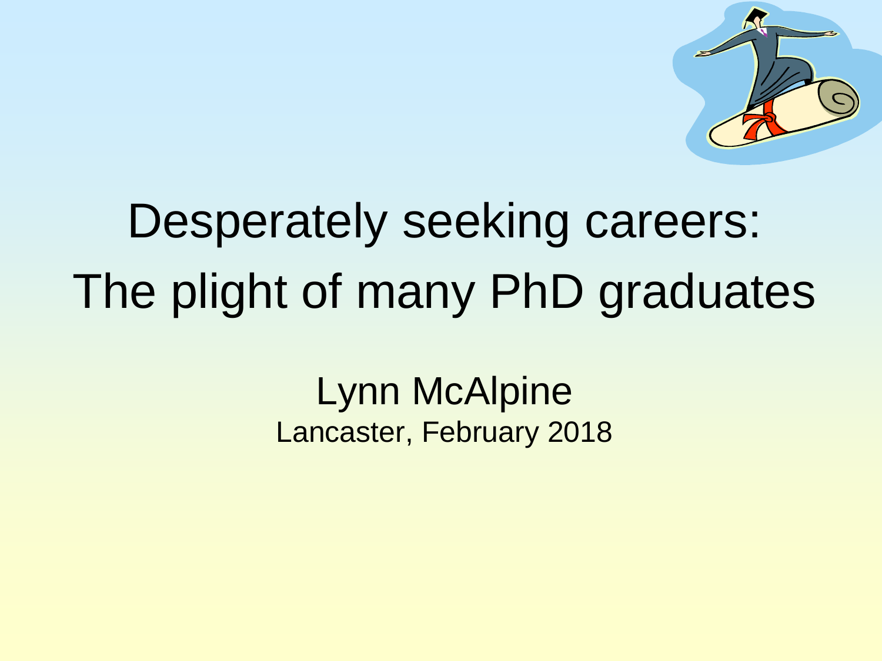# Desperately seeking careers: The plight of many PhD graduates

Lynn McAlpine

Lancaster, February 2018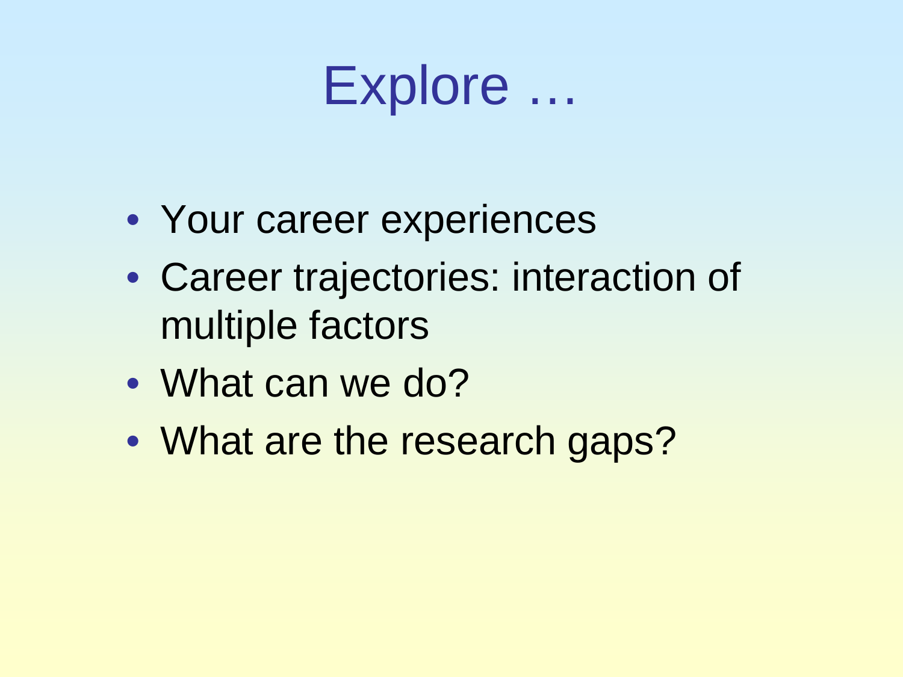# Explore …

- Your career experiences
- Career trajectories: interaction of multiple factors
- What can we do?
- What are the research gaps?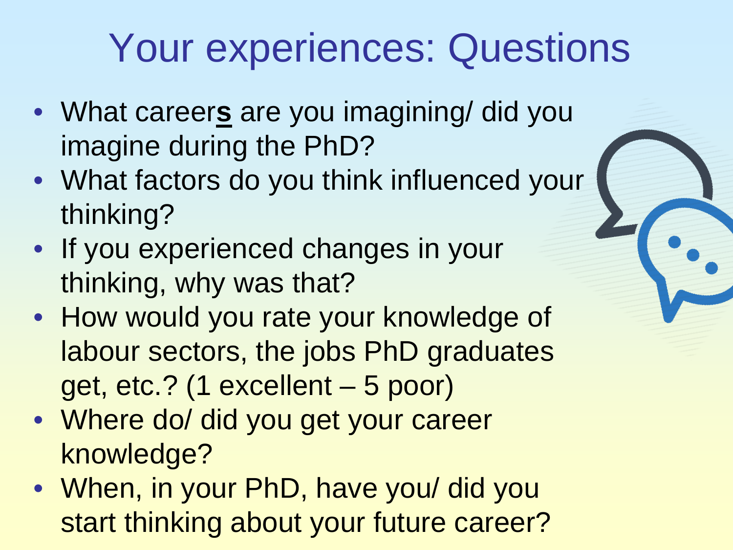# Your experiences: Questions

- What career**s** are you imagining/ did you imagine during the PhD?
- What factors do you think influenced your thinking?
- If you experienced changes in your thinking, why was that?
- How would you rate your knowledge of labour sectors, the jobs PhD graduates get, etc.? (1 excellent – 5 poor)
- Where do/ did you get your career knowledge?
- When, in your PhD, have you/ did you start thinking about your future career?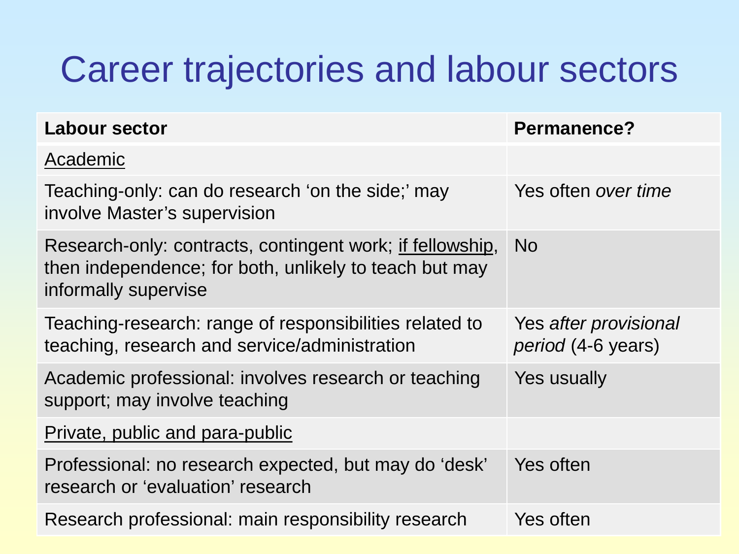# Career trajectories and labour sectors

| **Labour sector** | **Permanence?** |
|---|---|
| <u>Academic</u> | |
| Teaching-only: can do research 'on the side;' may involve Master's supervision | Yes often *over time* |
| Research-only: contracts, contingent work; <u>if fellowship</u>, then independence; for both, unlikely to teach but may informally supervise | No |
| Teaching-research: range of responsibilities related to teaching, research and service/administration | Yes *after provisional period* (4-6 years) |
| Academic professional: involves research or teaching support; may involve teaching | Yes usually |
| <u>Private, public and para-public</u> | |
| Professional: no research expected, but may do 'desk' research or 'evaluation' research | Yes often |
| Research professional: main responsibility research | Yes often |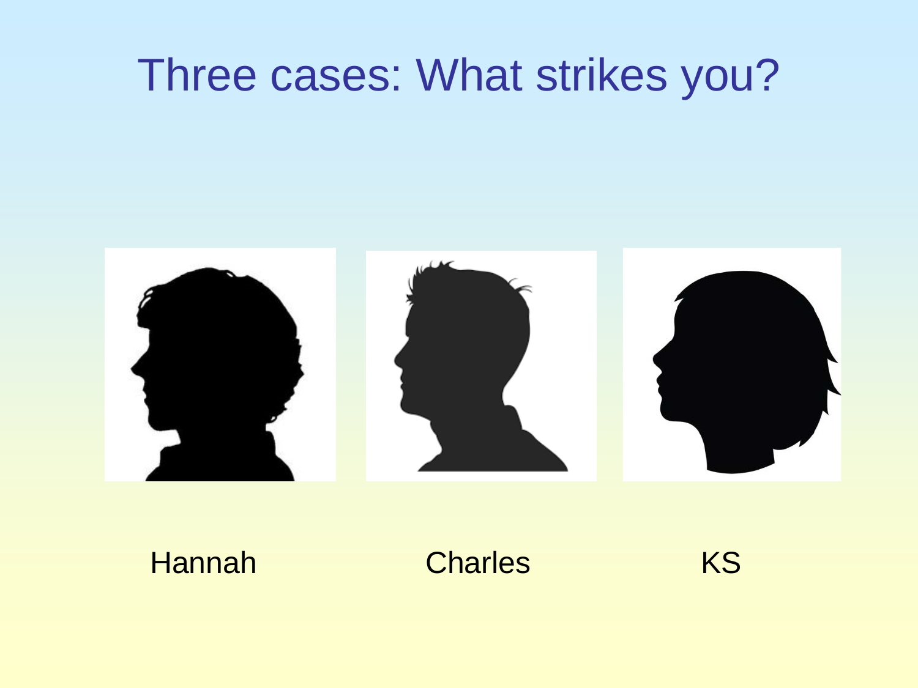# Three cases: What strikes you?

Hannah

Charles

KS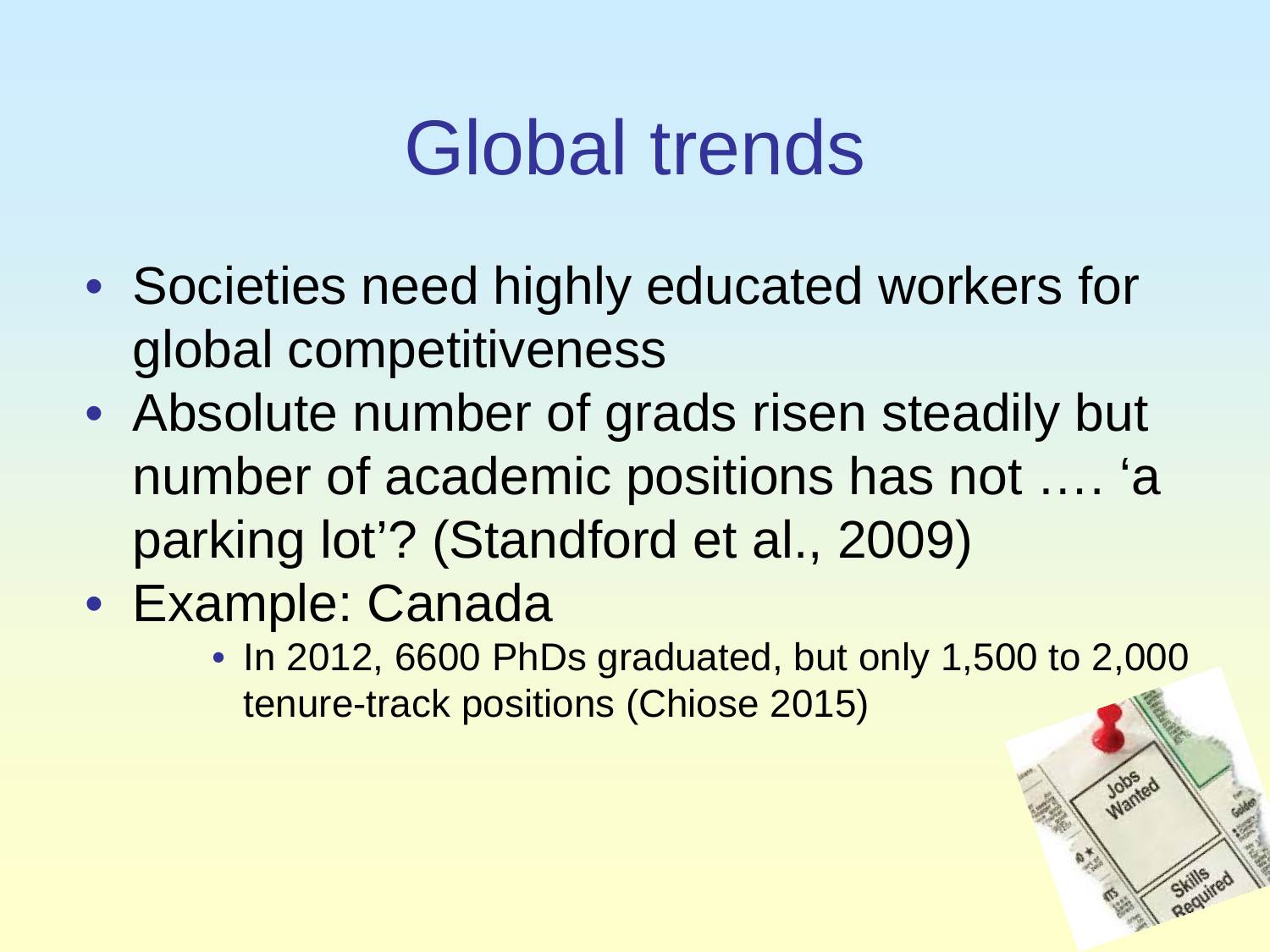# Global trends

- Societies need highly educated workers for global competitiveness
- Absolute number of grads risen steadily but number of academic positions has not …. 'a parking lot'? (Standford et al., 2009)
- Example: Canada
  - In 2012, 6600 PhDs graduated, but only 1,500 to 2,000 tenure-track positions (Chiose 2015)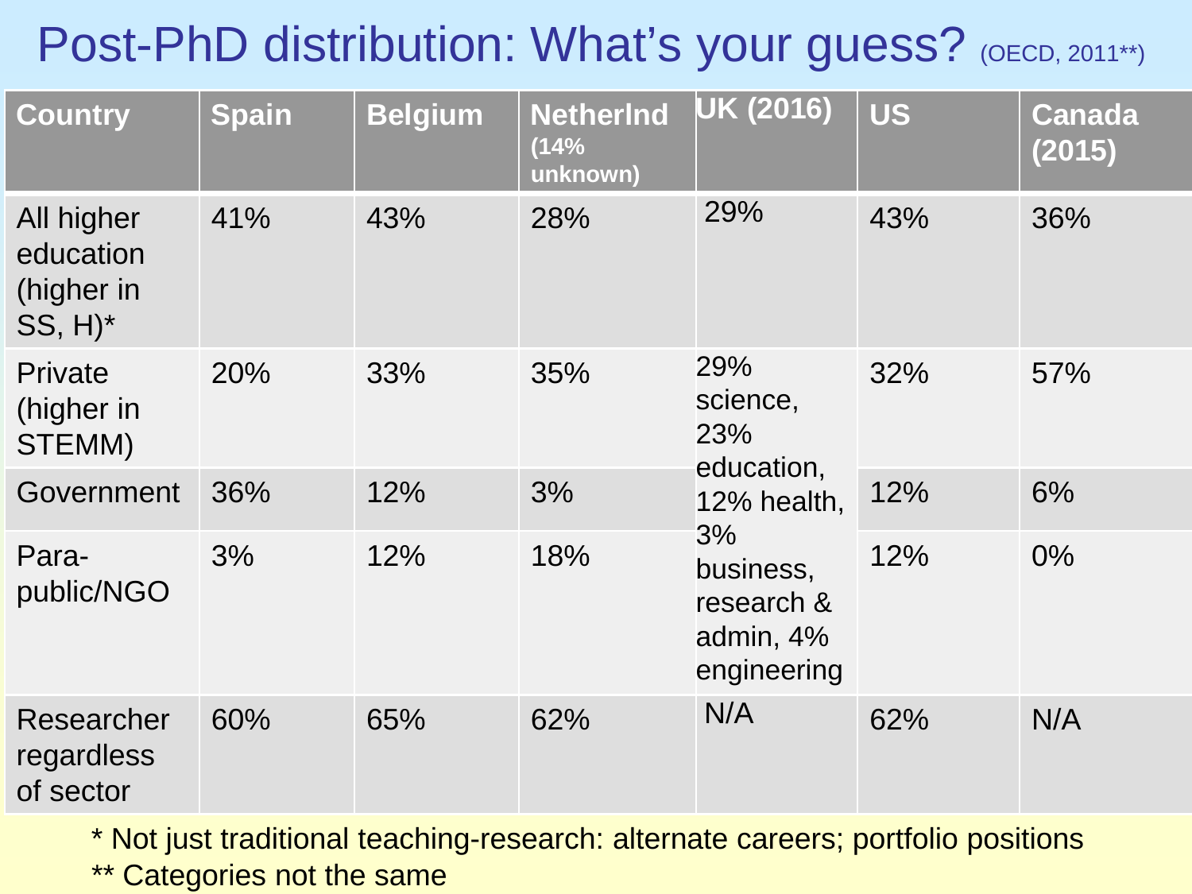# Post-PhD distribution: What's your guess? (OECD, 2011**)

| Country | Spain | Belgium | Netherlnd (14% unknown) | UK (2016) | US | Canada (2015) |
|---|---|---|---|---|---|---|
| All higher education (higher in SS, H)* | 41% | 43% | 28% | 29% | 43% | 36% |
| Private (higher in STEMM) | 20% | 33% | 35% | 29% science, 23% education, 12% health, 3% business, research & admin, 4% engineering | 32% | 57% |
| Government | 36% | 12% | 3% | | 12% | 6% |
| Para-public/NGO | 3% | 12% | 18% | | 12% | 0% |
| Researcher regardless of sector | 60% | 65% | 62% | N/A | 62% | N/A |

* Not just traditional teaching-research: alternate careers; portfolio positions

** Categories not the same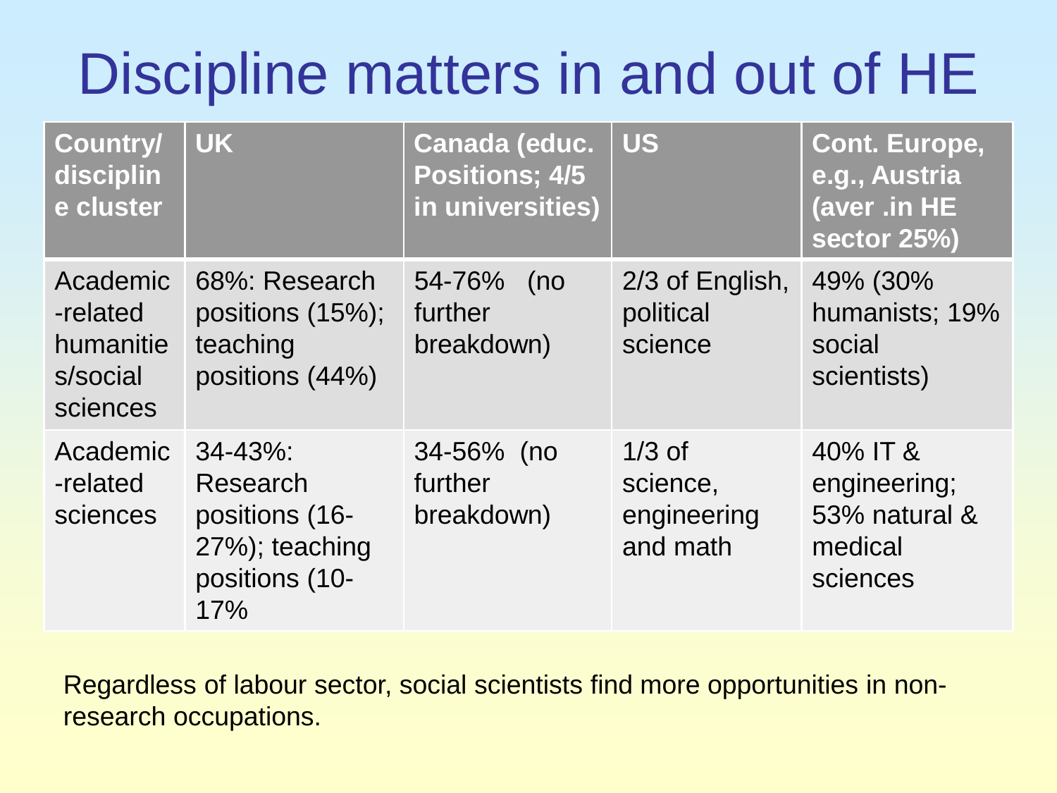# Discipline matters in and out of HE

| Country/ discipline cluster | UK | Canada (educ. Positions; 4/5 in universities) | US | Cont. Europe, e.g., Austria (aver .in HE sector 25%) |
|---|---|---|---|---|
| Academic-related humanities/social sciences | 68%: Research positions (15%); teaching positions (44%) | 54-76% (no further breakdown) | 2/3 of English, political science | 49% (30% humanists; 19% social scientists) |
| Academic-related sciences | 34-43%: Research positions (16-27%); teaching positions (10-17% | 34-56% (no further breakdown) | 1/3 of science, engineering and math | 40% IT & engineering; 53% natural & medical sciences |

Regardless of labour sector, social scientists find more opportunities in non-research occupations.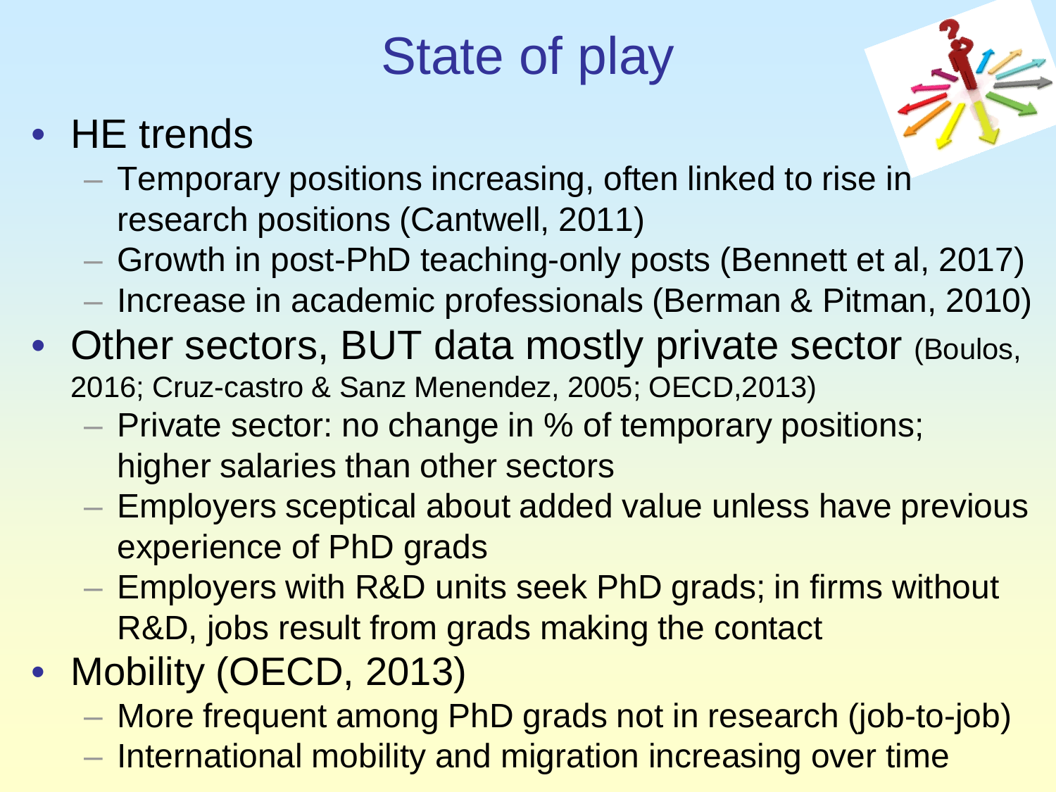# State of play

- HE trends
  - Temporary positions increasing, often linked to rise in research positions (Cantwell, 2011)
  - Growth in post-PhD teaching-only posts (Bennett et al, 2017)
  - Increase in academic professionals (Berman & Pitman, 2010)
- Other sectors, BUT data mostly private sector (Boulos, 2016; Cruz-castro & Sanz Menendez, 2005; OECD,2013)
  - Private sector: no change in % of temporary positions; higher salaries than other sectors
  - Employers sceptical about added value unless have previous experience of PhD grads
  - Employers with R&D units seek PhD grads; in firms without R&D, jobs result from grads making the contact
- Mobility (OECD, 2013)
  - More frequent among PhD grads not in research (job-to-job)
  - International mobility and migration increasing over time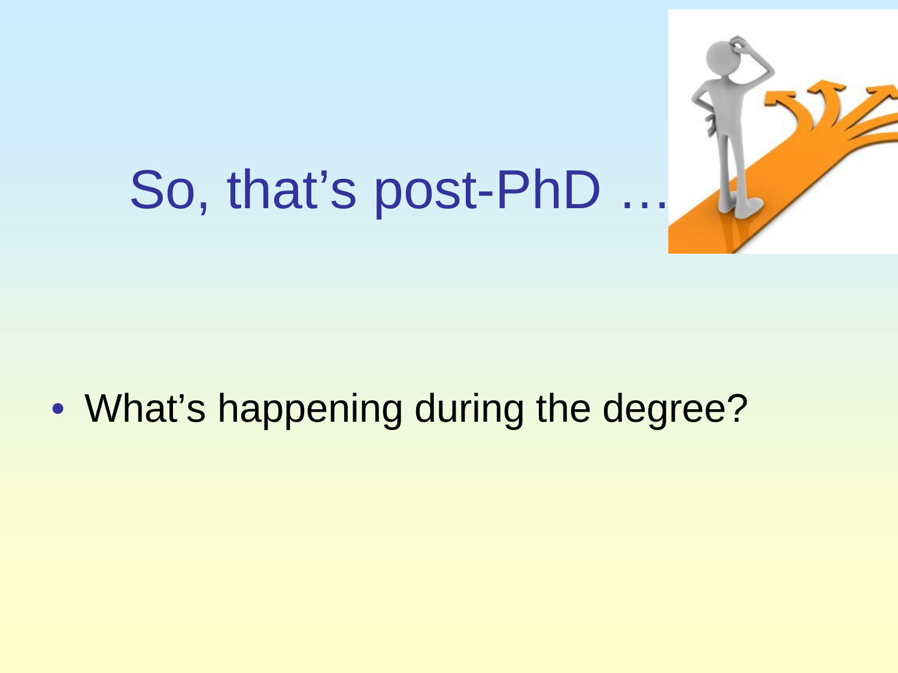# So, that's post-PhD …

- What's happening during the degree?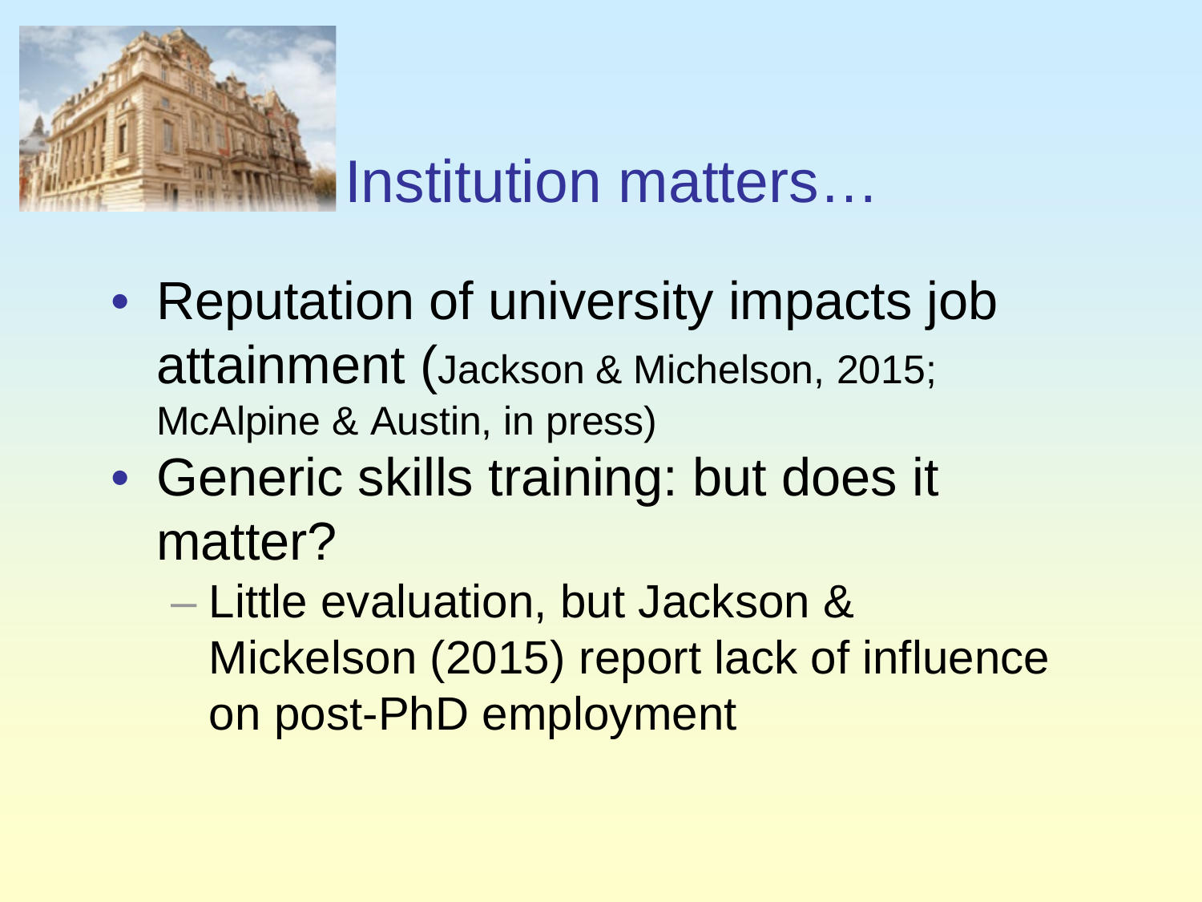# Institution matters…

- Reputation of university impacts job attainment (Jackson & Michelson, 2015; McAlpine & Austin, in press)
- Generic skills training: but does it matter?
  - Little evaluation, but Jackson & Mickelson (2015) report lack of influence on post-PhD employment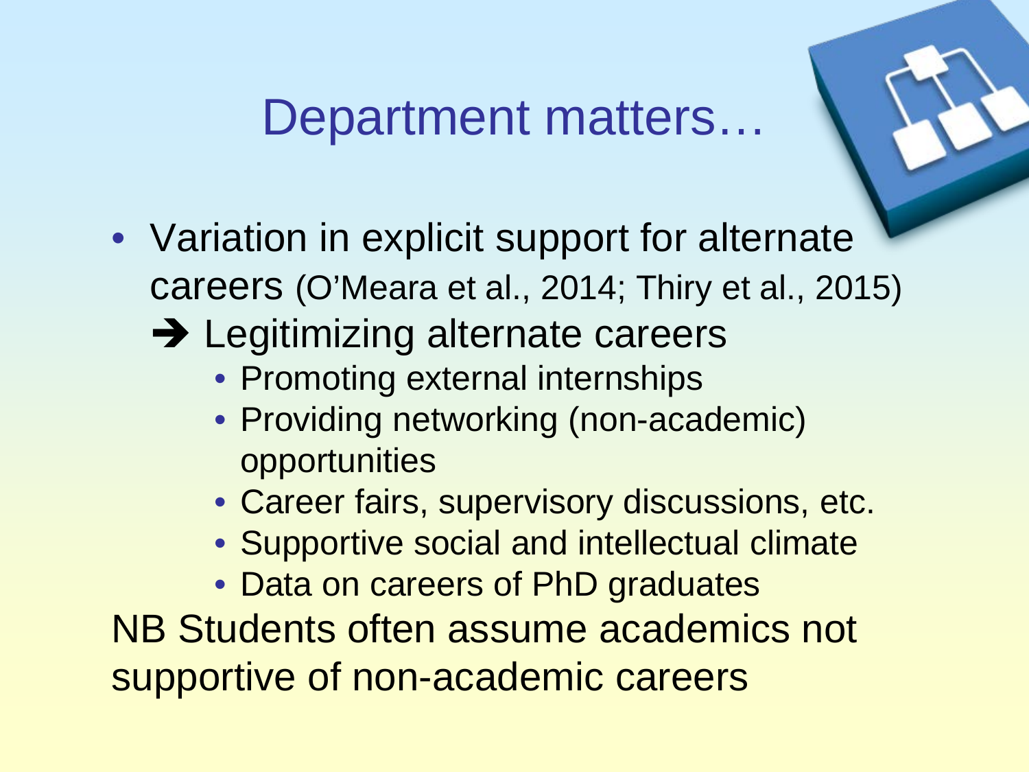# Department matters…

- Variation in explicit support for alternate careers (O'Meara et al., 2014; Thiry et al., 2015)

  ➔ Legitimizing alternate careers
  - Promoting external internships
  - Providing networking (non-academic) opportunities
  - Career fairs, supervisory discussions, etc.
  - Supportive social and intellectual climate
  - Data on careers of PhD graduates

NB Students often assume academics not supportive of non-academic careers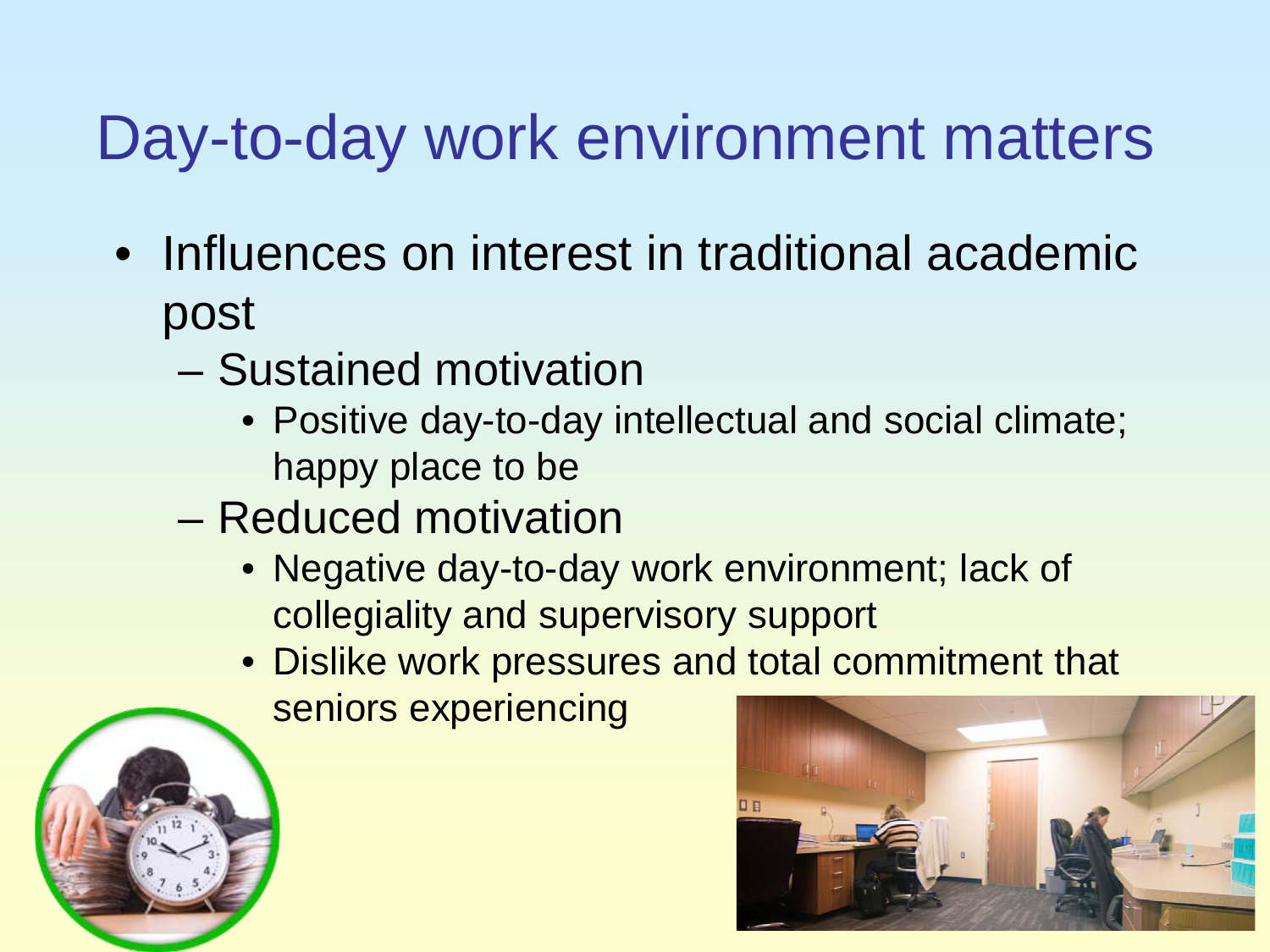# Day-to-day work environment matters

- Influences on interest in traditional academic post
  - Sustained motivation
    - Positive day-to-day intellectual and social climate; happy place to be
  - Reduced motivation
    - Negative day-to-day work environment; lack of collegiality and supervisory support
    - Dislike work pressures and total commitment that seniors experiencing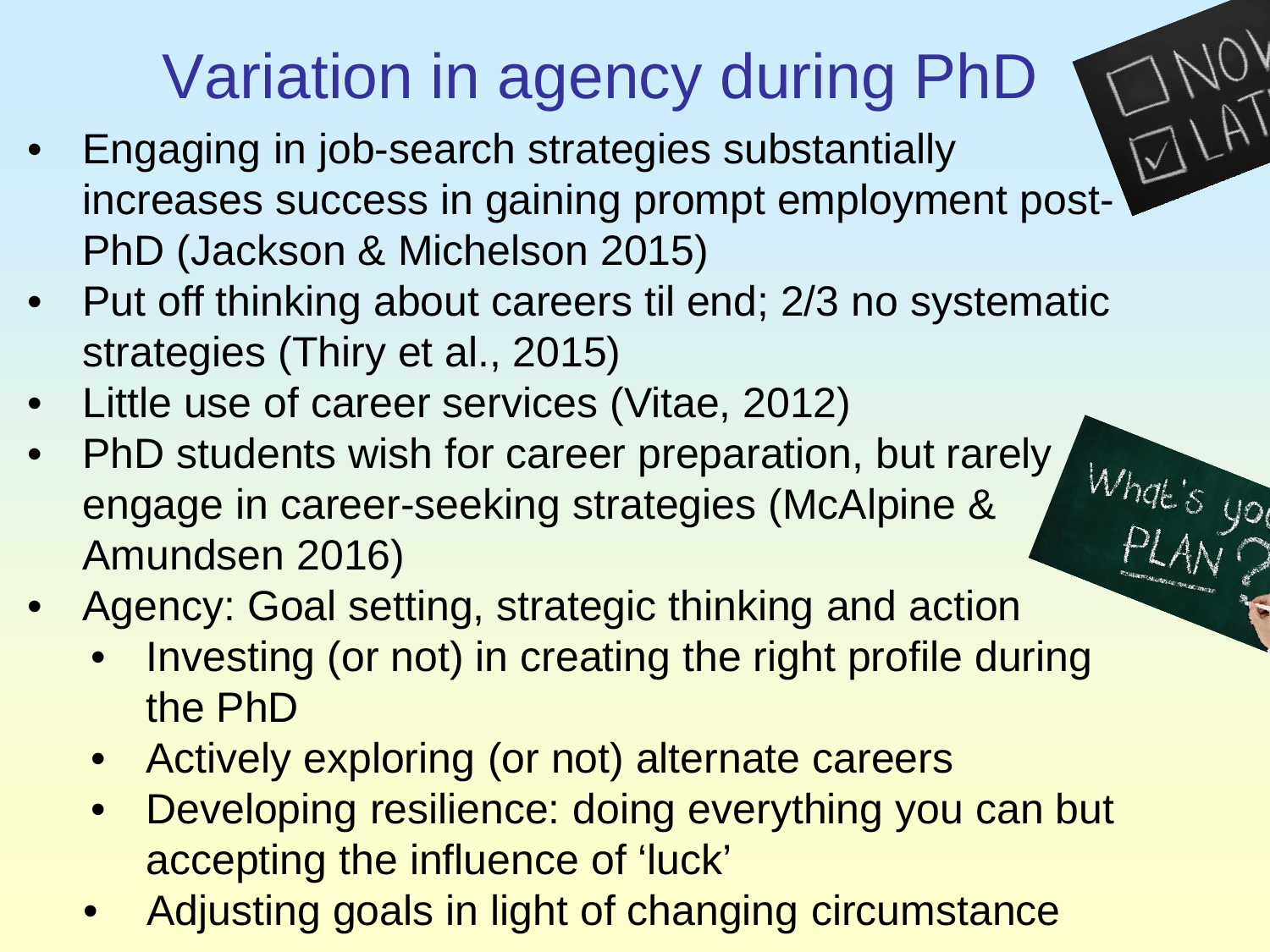# Variation in agency during PhD

- Engaging in job-search strategies substantially increases success in gaining prompt employment post-PhD (Jackson & Michelson 2015)
- Put off thinking about careers til end; 2/3 no systematic strategies (Thiry et al., 2015)
- Little use of career services (Vitae, 2012)
- PhD students wish for career preparation, but rarely engage in career-seeking strategies (McAlpine & Amundsen 2016)
- Agency: Goal setting, strategic thinking and action
  - Investing (or not) in creating the right profile during the PhD
  - Actively exploring (or not) alternate careers
  - Developing resilience: doing everything you can but accepting the influence of 'luck'
  - Adjusting goals in light of changing circumstance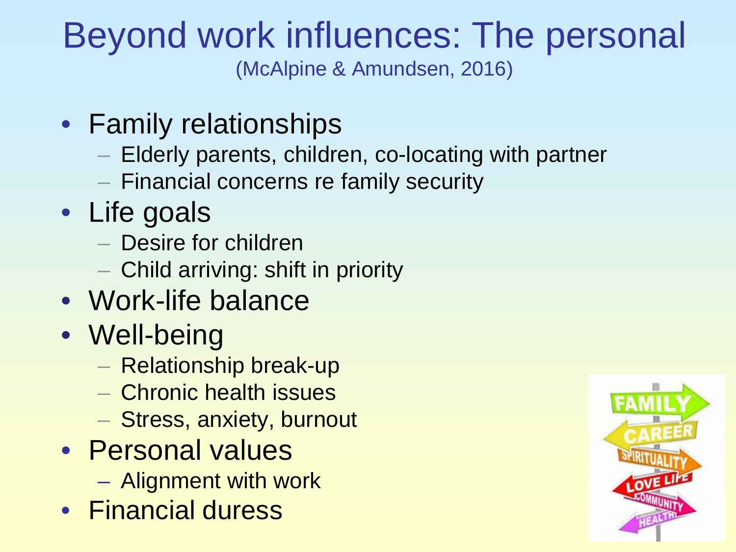# Beyond work influences: The personal

(McAlpine & Amundsen, 2016)

- Family relationships
  - Elderly parents, children, co-locating with partner
  - Financial concerns re family security
- Life goals
  - Desire for children
  - Child arriving: shift in priority
- Work-life balance
- Well-being
  - Relationship break-up
  - Chronic health issues
  - Stress, anxiety, burnout
- Personal values
  - Alignment with work
- Financial duress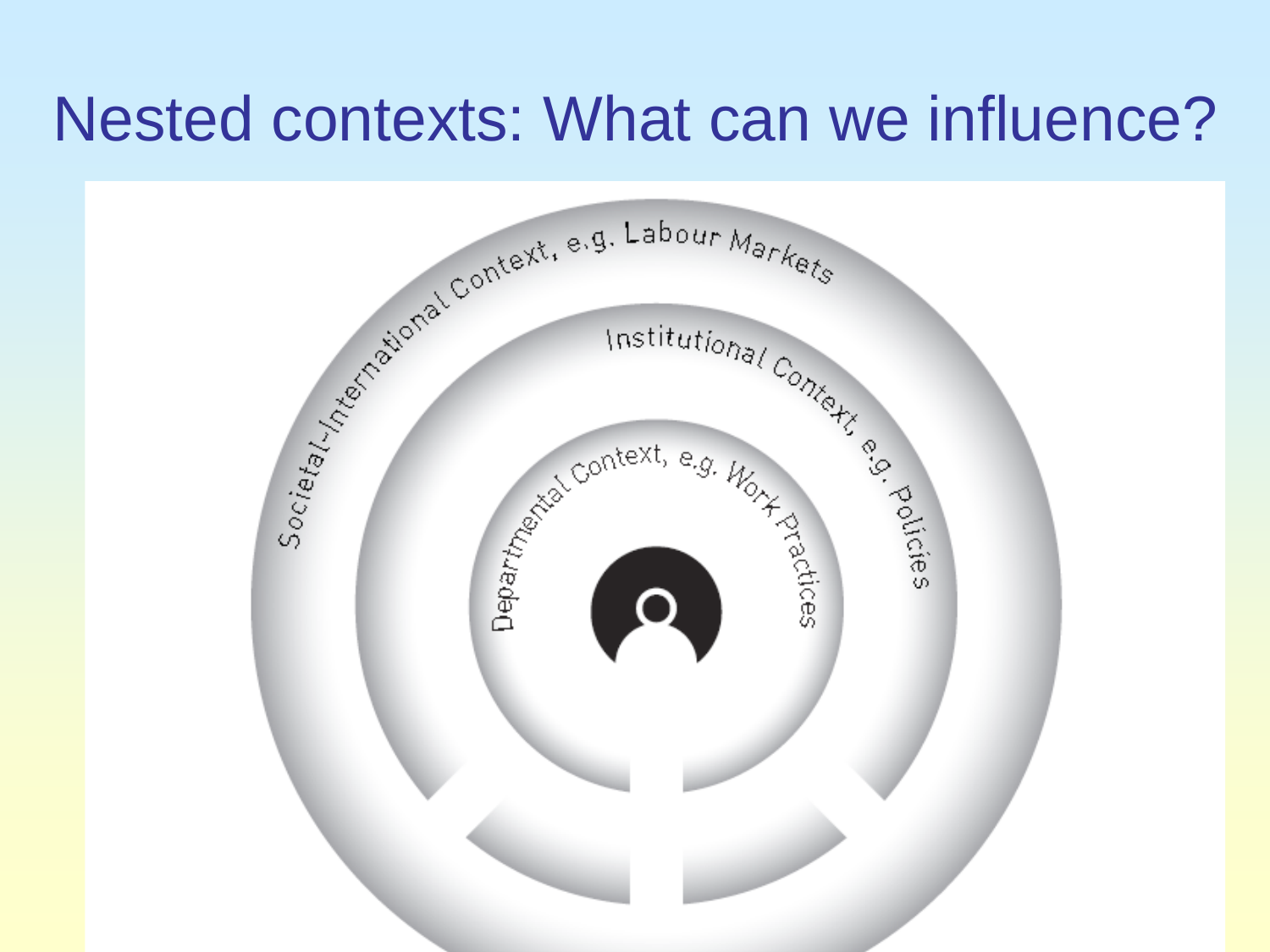# Nested contexts: What can we influence?

Societal-International Context, e.g. Labour Markets

Institutional Context, e.g. Policies

Departmental Context, e.g. Work Practices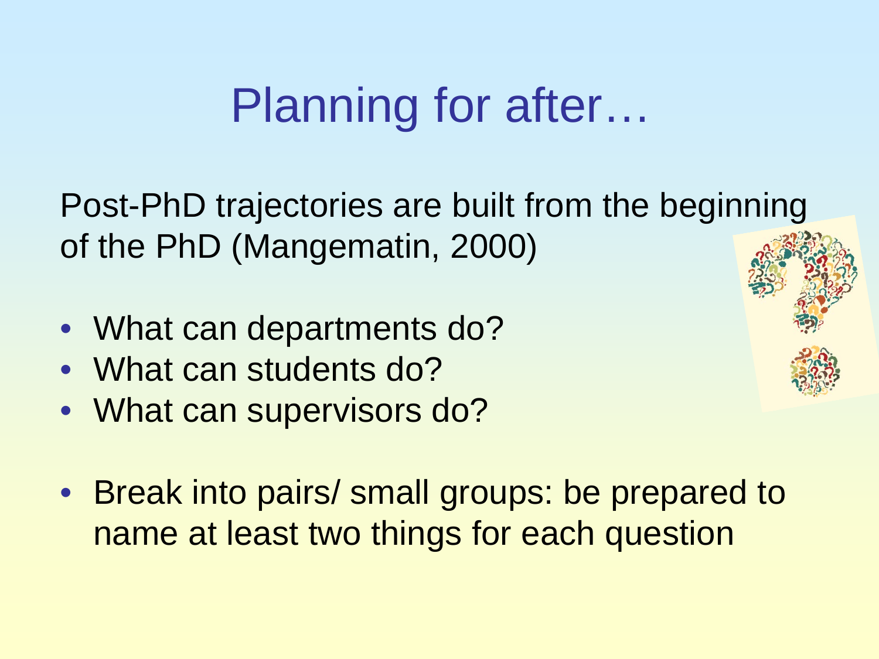# Planning for after…

Post-PhD trajectories are built from the beginning of the PhD (Mangematin, 2000)

- What can departments do?
- What can students do?
- What can supervisors do?

- Break into pairs/ small groups: be prepared to name at least two things for each question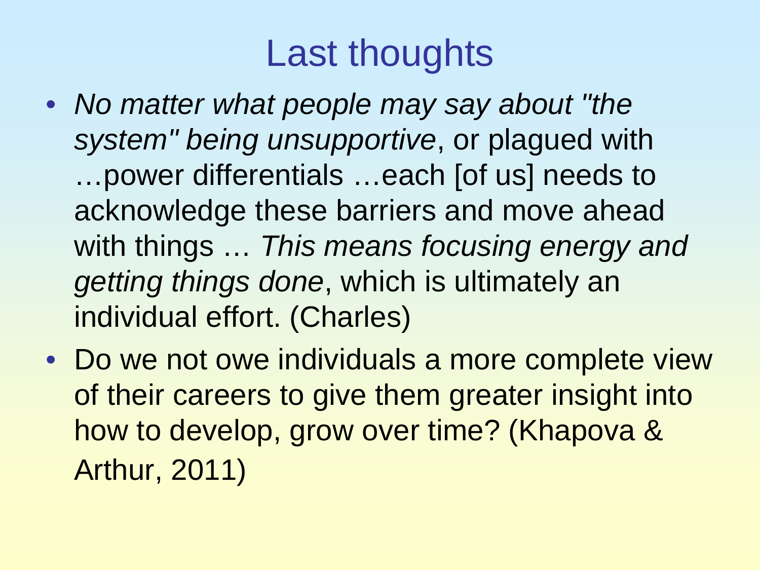# Last thoughts

- *No matter what people may say about "the system" being unsupportive*, or plagued with …power differentials …each [of us] needs to acknowledge these barriers and move ahead with things … *This means focusing energy and getting things done*, which is ultimately an individual effort. (Charles)
- Do we not owe individuals a more complete view of their careers to give them greater insight into how to develop, grow over time? (Khapova & Arthur, 2011)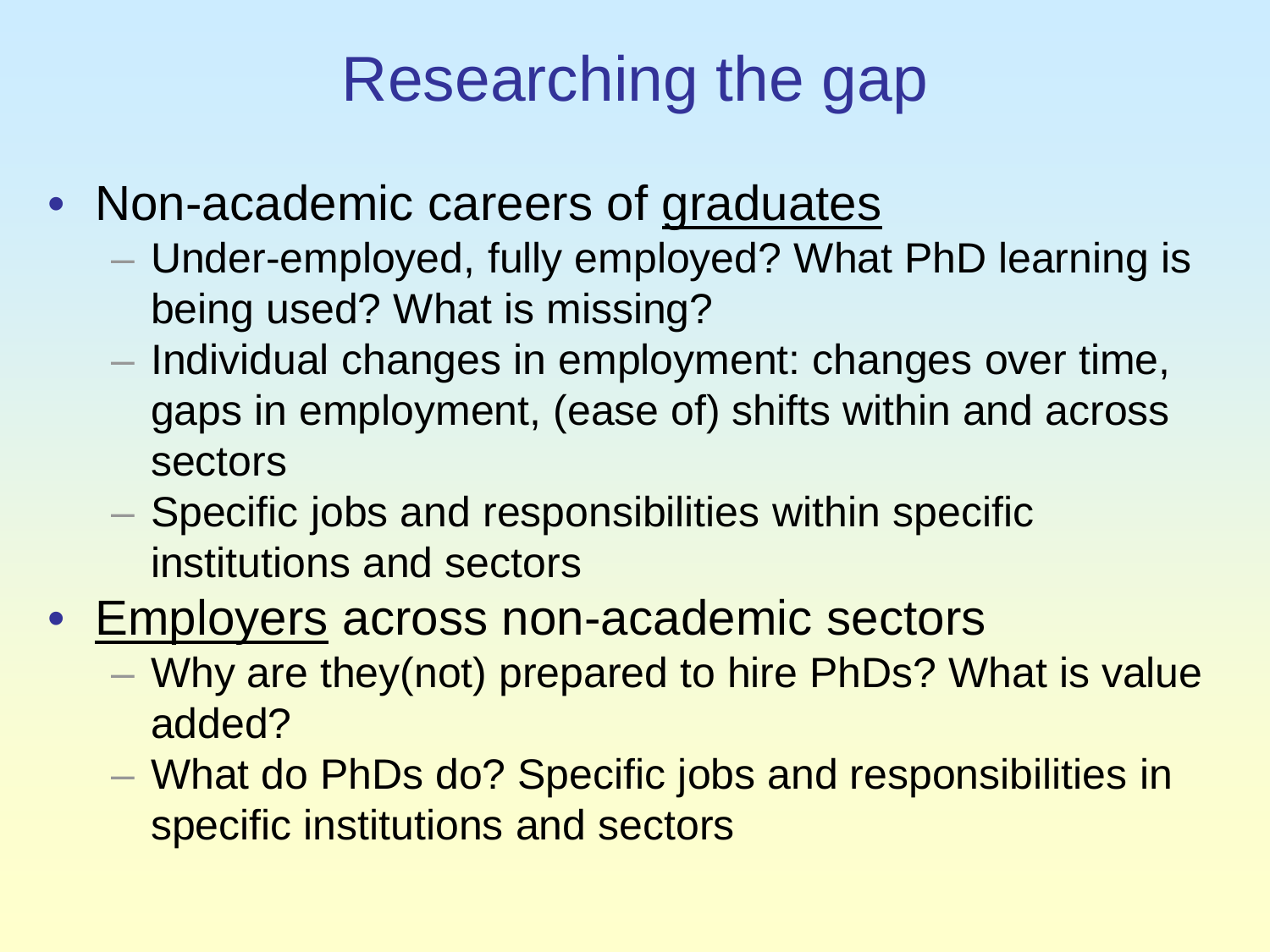# Researching the gap

- Non-academic careers of graduates
  - Under-employed, fully employed? What PhD learning is being used? What is missing?
  - Individual changes in employment: changes over time, gaps in employment, (ease of) shifts within and across sectors
  - Specific jobs and responsibilities within specific institutions and sectors
- Employers across non-academic sectors
  - Why are they(not) prepared to hire PhDs? What is value added?
  - What do PhDs do? Specific jobs and responsibilities in specific institutions and sectors